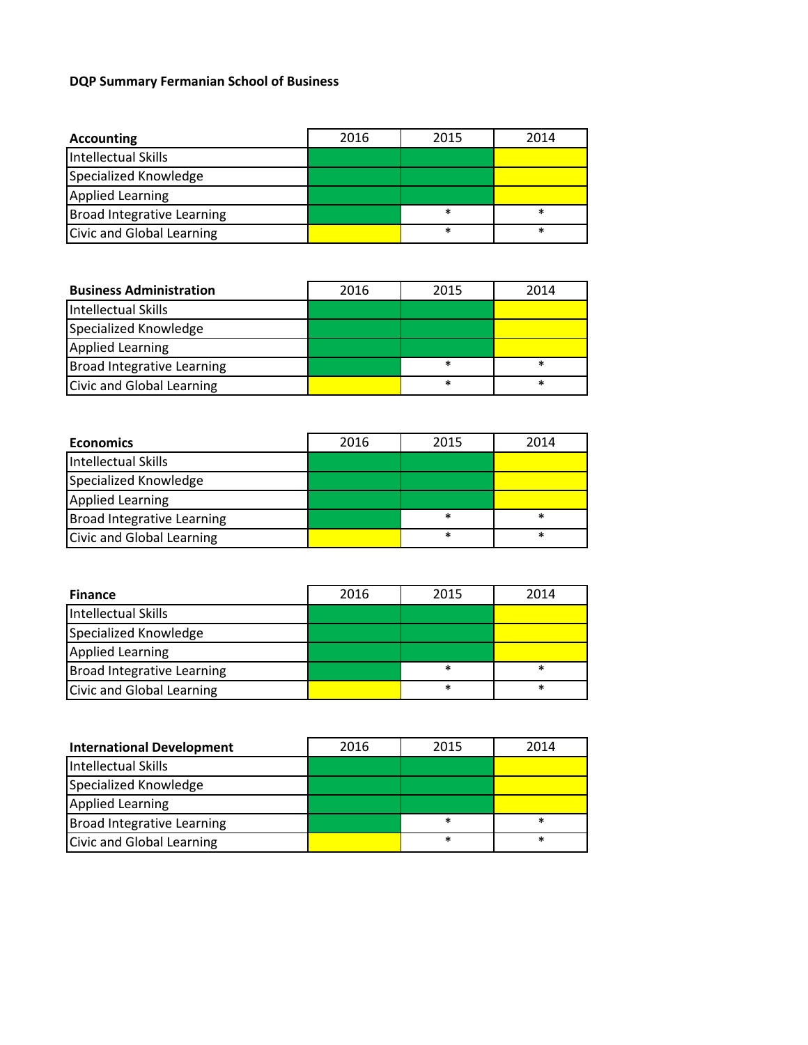**DQP Summary Fermanian School of Business**

| Accounting | 2016 | 2015 | 2014 |
|---|---|---|---|
| Intellectual Skills | | | |
| Specialized Knowledge | | | |
| Applied Learning | | | |
| Broad Integrative Learning | | * | * |
| Civic and Global Learning | | * | * |

| Business Administration | 2016 | 2015 | 2014 |
|---|---|---|---|
| Intellectual Skills | | | |
| Specialized Knowledge | | | |
| Applied Learning | | | |
| Broad Integrative Learning | | * | * |
| Civic and Global Learning | | * | * |

| Economics | 2016 | 2015 | 2014 |
|---|---|---|---|
| Intellectual Skills | | | |
| Specialized Knowledge | | | |
| Applied Learning | | | |
| Broad Integrative Learning | | * | * |
| Civic and Global Learning | | * | * |

| Finance | 2016 | 2015 | 2014 |
|---|---|---|---|
| Intellectual Skills | | | |
| Specialized Knowledge | | | |
| Applied Learning | | | |
| Broad Integrative Learning | | * | * |
| Civic and Global Learning | | * | * |

| International Development | 2016 | 2015 | 2014 |
|---|---|---|---|
| Intellectual Skills | | | |
| Specialized Knowledge | | | |
| Applied Learning | | | |
| Broad Integrative Learning | | * | * |
| Civic and Global Learning | | * | * |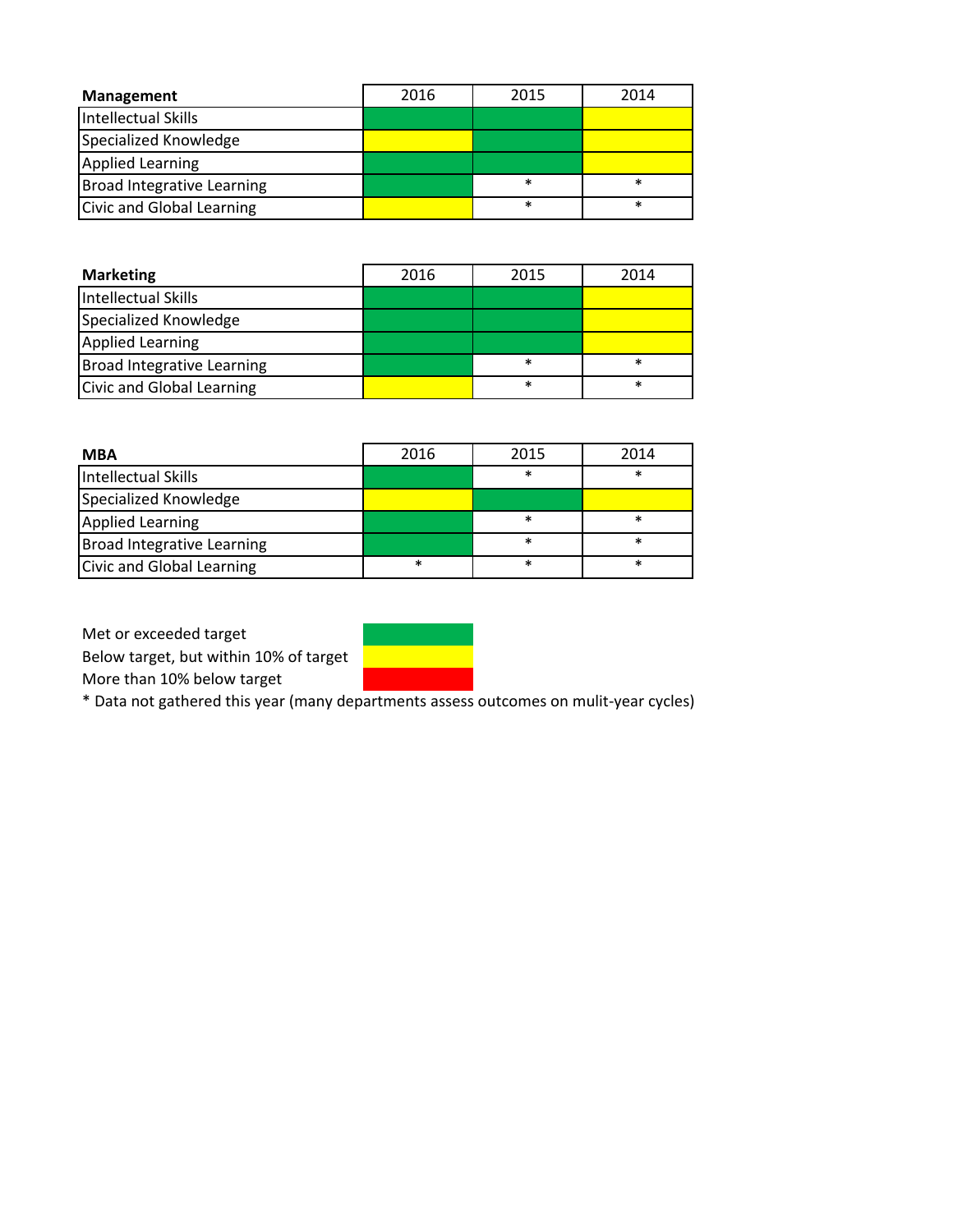| Management | 2016 | 2015 | 2014 |
| --- | --- | --- | --- |
| Intellectual Skills | Green | Green | Yellow |
| Specialized Knowledge | Yellow | Green | Yellow |
| Applied Learning | Green | Green | Yellow |
| Broad Integrative Learning | Green | * | * |
| Civic and Global Learning | Yellow | * | * |

| Marketing | 2016 | 2015 | 2014 |
| --- | --- | --- | --- |
| Intellectual Skills | Green | Green | Yellow |
| Specialized Knowledge | Green | Green | Yellow |
| Applied Learning | Green | Green | Yellow |
| Broad Integrative Learning | Green | * | * |
| Civic and Global Learning | Yellow | * | * |

| MBA | 2016 | 2015 | 2014 |
| --- | --- | --- | --- |
| Intellectual Skills | Green | * | * |
| Specialized Knowledge | Yellow | Green | Yellow |
| Applied Learning | Green | * | * |
| Broad Integrative Learning | Green | * | * |
| Civic and Global Learning | * | * | * |

| | |
| --- | --- |
| Met or exceeded target | Green |
| Below target, but within 10% of target | Yellow |
| More than 10% below target | Red |

* Data not gathered this year (many departments assess outcomes on mulit-year cycles)